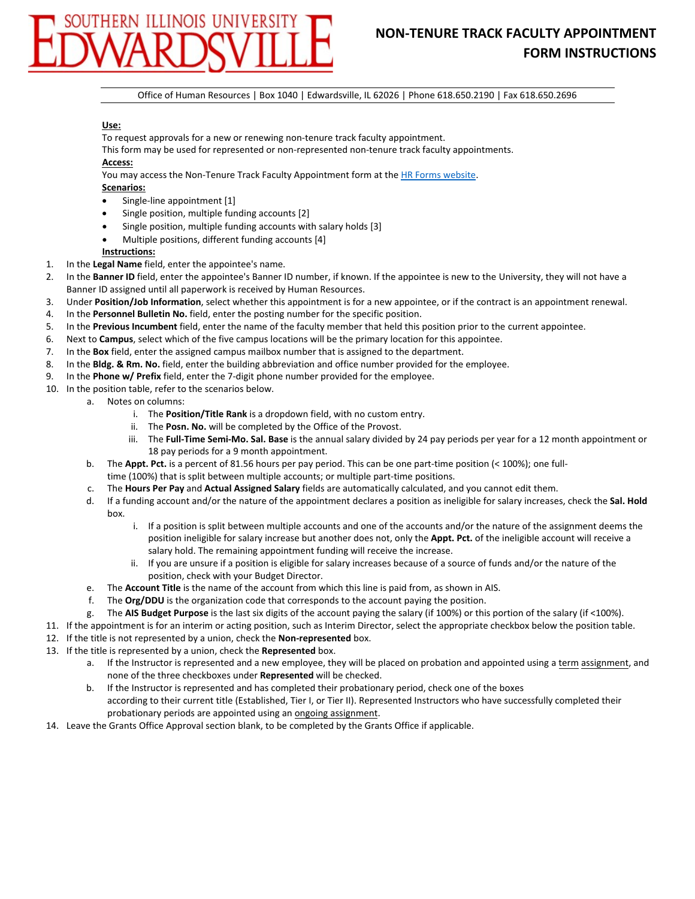# NON-TENURE TRACK FACULTY APPOINTMENT FORM INSTRUCTIONS

Office of Human Resources | Box 1040 | Edwardsville, IL 62026 | Phone 618.650.2190 | Fax 618.650.2696

**Use:**

To request approvals for a new or renewing non-tenure track faculty appointment.
This form may be used for represented or non-represented non-tenure track faculty appointments.

**Access:**

You may access the Non-Tenure Track Faculty Appointment form at the HR Forms website.

**Scenarios:**

- Single-line appointment [1]
- Single position, multiple funding accounts [2]
- Single position, multiple funding accounts with salary holds [3]
- Multiple positions, different funding accounts [4]

**Instructions:**

1. In the **Legal Name** field, enter the appointee's name.
2. In the **Banner ID** field, enter the appointee's Banner ID number, if known. If the appointee is new to the University, they will not have a Banner ID assigned until all paperwork is received by Human Resources.
3. Under **Position/Job Information**, select whether this appointment is for a new appointee, or if the contract is an appointment renewal.
4. In the **Personnel Bulletin No.** field, enter the posting number for the specific position.
5. In the **Previous Incumbent** field, enter the name of the faculty member that held this position prior to the current appointee.
6. Next to **Campus**, select which of the five campus locations will be the primary location for this appointee.
7. In the **Box** field, enter the assigned campus mailbox number that is assigned to the department.
8. In the **Bldg. & Rm. No.** field, enter the building abbreviation and office number provided for the employee.
9. In the **Phone w/ Prefix** field, enter the 7-digit phone number provided for the employee.
10. In the position table, refer to the scenarios below.
    a. Notes on columns:
        i. The **Position/Title Rank** is a dropdown field, with no custom entry.
        ii. The **Posn. No.** will be completed by the Office of the Provost.
        iii. The **Full-Time Semi-Mo. Sal. Base** is the annual salary divided by 24 pay periods per year for a 12 month appointment or 18 pay periods for a 9 month appointment.

    b. The **Appt. Pct.** is a percent of 81.56 hours per pay period. This can be one part-time position (< 100%); one full-time (100%) that is split between multiple accounts; or multiple part-time positions.

    c. The **Hours Per Pay** and **Actual Assigned Salary** fields are automatically calculated, and you cannot edit them.

    d. If a funding account and/or the nature of the appointment declares a position as ineligible for salary increases, check the **Sal. Hold** box.
        i. If a position is split between multiple accounts and one of the accounts and/or the nature of the assignment deems the position ineligible for salary increase but another does not, only the **Appt. Pct.** of the ineligible account will receive a salary hold. The remaining appointment funding will receive the increase.
        ii. If you are unsure if a position is eligible for salary increases because of a source of funds and/or the nature of the position, check with your Budget Director.

    e. The **Account Title** is the name of the account from which this line is paid from, as shown in AIS.

    f. The **Org/DDU** is the organization code that corresponds to the account paying the position.

    g. The **AIS Budget Purpose** is the last six digits of the account paying the salary (if 100%) or this portion of the salary (if <100%).
11. If the appointment is for an interim or acting position, such as Interim Director, select the appropriate checkbox below the position table.
12. If the title is not represented by a union, check the **Non-represented** box.
13. If the title is represented by a union, check the **Represented** box.
    a. If the Instructor is represented and a new employee, they will be placed on probation and appointed using a term assignment, and none of the three checkboxes under **Represented** will be checked.

    b. If the Instructor is represented and has completed their probationary period, check one of the boxes according to their current title (Established, Tier I, or Tier II). Represented Instructors who have successfully completed their probationary periods are appointed using an ongoing assignment.
14. Leave the Grants Office Approval section blank, to be completed by the Grants Office if applicable.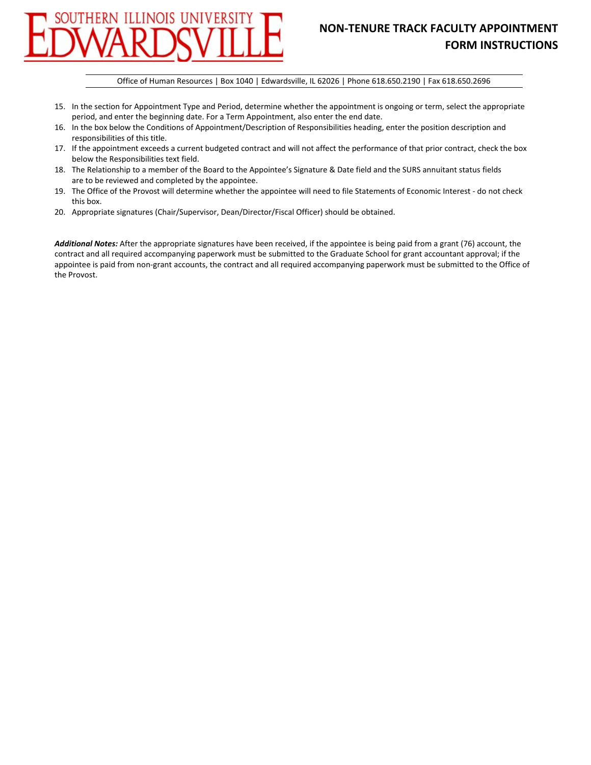15. In the section for Appointment Type and Period, determine whether the appointment is ongoing or term, select the appropriate period, and enter the beginning date. For a Term Appointment, also enter the end date.
16. In the box below the Conditions of Appointment/Description of Responsibilities heading, enter the position description and responsibilities of this title.
17. If the appointment exceeds a current budgeted contract and will not affect the performance of that prior contract, check the box below the Responsibilities text field.
18. The Relationship to a member of the Board to the Appointee's Signature & Date field and the SURS annuitant status fields are to be reviewed and completed by the appointee.
19. The Office of the Provost will determine whether the appointee will need to file Statements of Economic Interest - do not check this box.
20. Appropriate signatures (Chair/Supervisor, Dean/Director/Fiscal Officer) should be obtained.

***Additional Notes:*** After the appropriate signatures have been received, if the appointee is being paid from a grant (76) account, the contract and all required accompanying paperwork must be submitted to the Graduate School for grant accountant approval; if the appointee is paid from non-grant accounts, the contract and all required accompanying paperwork must be submitted to the Office of the Provost.